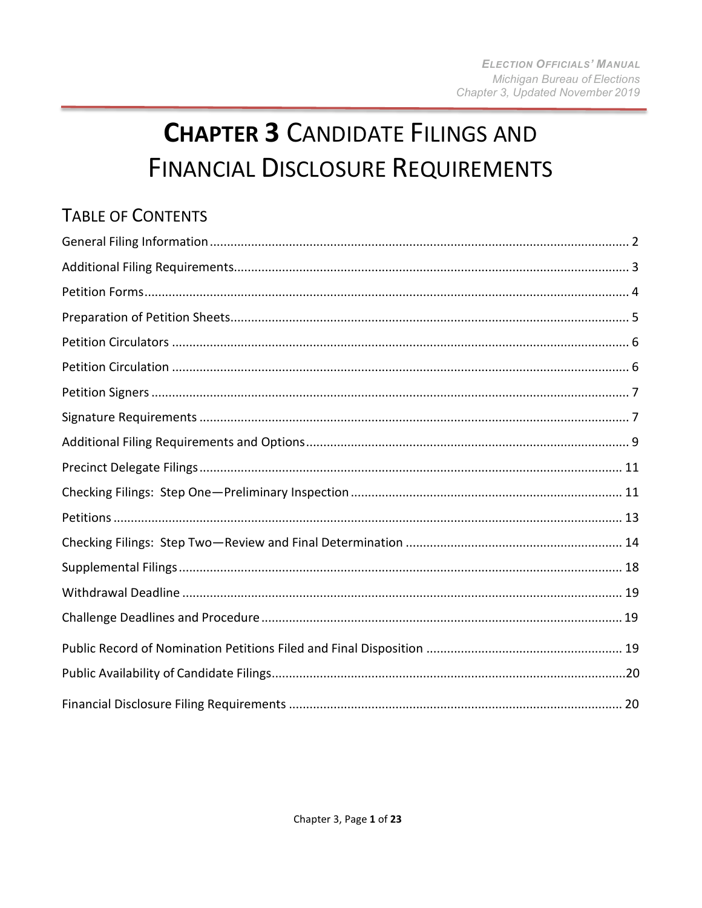# CHAPTER 3 CANDIDATE FILINGS AND FINANCIAL DISCLOSURE REQUIREMENTS

## TABLE OF CONTENTS

General Filing Information ..... 2

Additional Filing Requirements ..... 3

Petition Forms ..... 4

Preparation of Petition Sheets ..... 5

Petition Circulators ..... 6

Petition Circulation ..... 6

Petition Signers ..... 7

Signature Requirements ..... 7

Additional Filing Requirements and Options ..... 9

Precinct Delegate Filings ..... 11

Checking Filings: Step One—Preliminary Inspection ..... 11

Petitions ..... 13

Checking Filings: Step Two—Review and Final Determination ..... 14

Supplemental Filings ..... 18

Withdrawal Deadline ..... 19

Challenge Deadlines and Procedure ..... 19

Public Record of Nomination Petitions Filed and Final Disposition ..... 19

Public Availability of Candidate Filings ..... 20

Financial Disclosure Filing Requirements ..... 20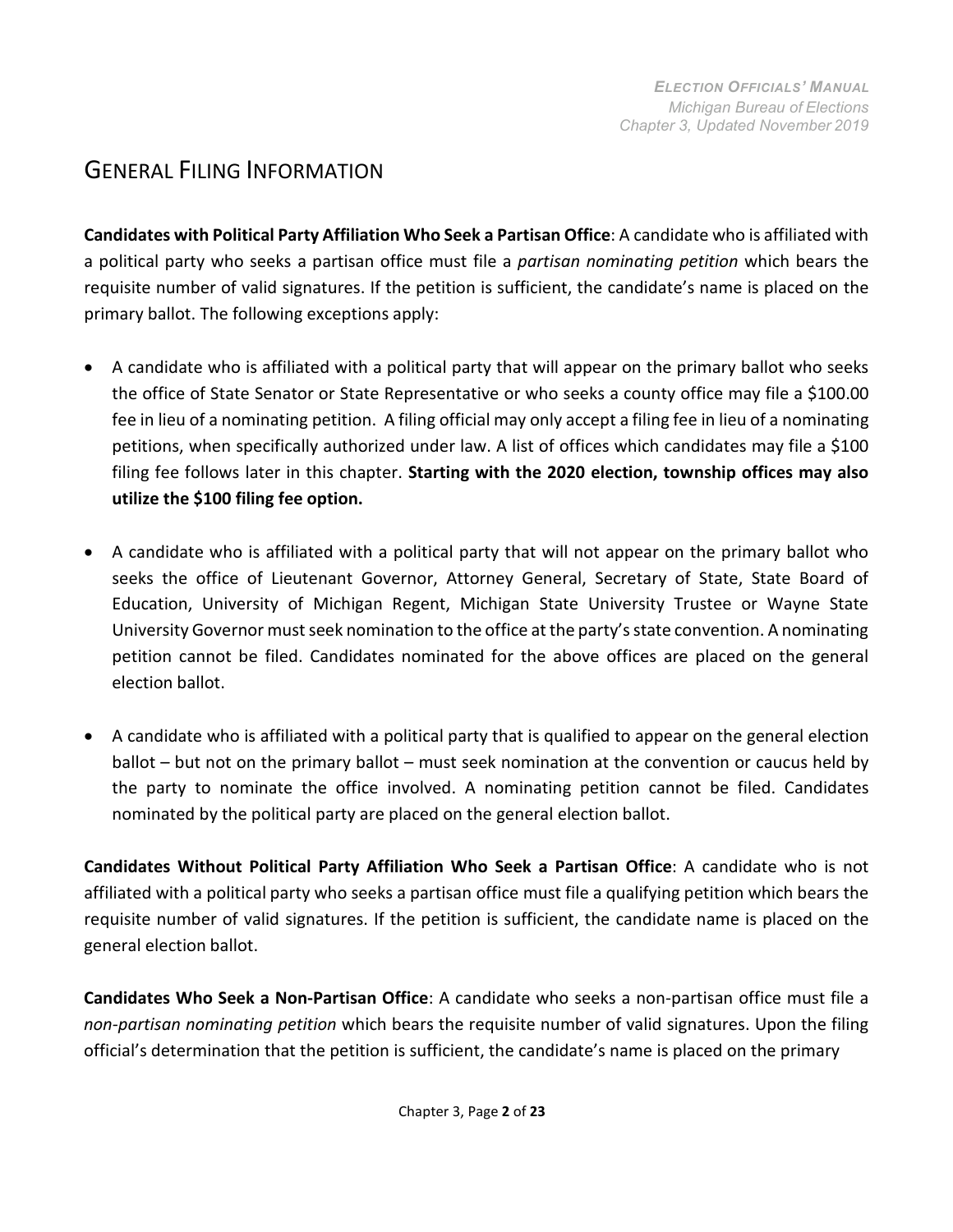# General Filing Information

**Candidates with Political Party Affiliation Who Seek a Partisan Office**: A candidate who is affiliated with a political party who seeks a partisan office must file a *partisan nominating petition* which bears the requisite number of valid signatures. If the petition is sufficient, the candidate's name is placed on the primary ballot. The following exceptions apply:

- A candidate who is affiliated with a political party that will appear on the primary ballot who seeks the office of State Senator or State Representative or who seeks a county office may file a $100.00 fee in lieu of a nominating petition. A filing official may only accept a filing fee in lieu of a nominating petitions, when specifically authorized under law. A list of offices which candidates may file a $100 filing fee follows later in this chapter. **Starting with the 2020 election, township offices may also utilize the $100 filing fee option.**

- A candidate who is affiliated with a political party that will not appear on the primary ballot who seeks the office of Lieutenant Governor, Attorney General, Secretary of State, State Board of Education, University of Michigan Regent, Michigan State University Trustee or Wayne State University Governor must seek nomination to the office at the party's state convention. A nominating petition cannot be filed. Candidates nominated for the above offices are placed on the general election ballot.

- A candidate who is affiliated with a political party that is qualified to appear on the general election ballot – but not on the primary ballot – must seek nomination at the convention or caucus held by the party to nominate the office involved. A nominating petition cannot be filed. Candidates nominated by the political party are placed on the general election ballot.

**Candidates Without Political Party Affiliation Who Seek a Partisan Office**: A candidate who is not affiliated with a political party who seeks a partisan office must file a qualifying petition which bears the requisite number of valid signatures. If the petition is sufficient, the candidate name is placed on the general election ballot.

**Candidates Who Seek a Non-Partisan Office**: A candidate who seeks a non-partisan office must file a *non-partisan nominating petition* which bears the requisite number of valid signatures. Upon the filing official's determination that the petition is sufficient, the candidate's name is placed on the primary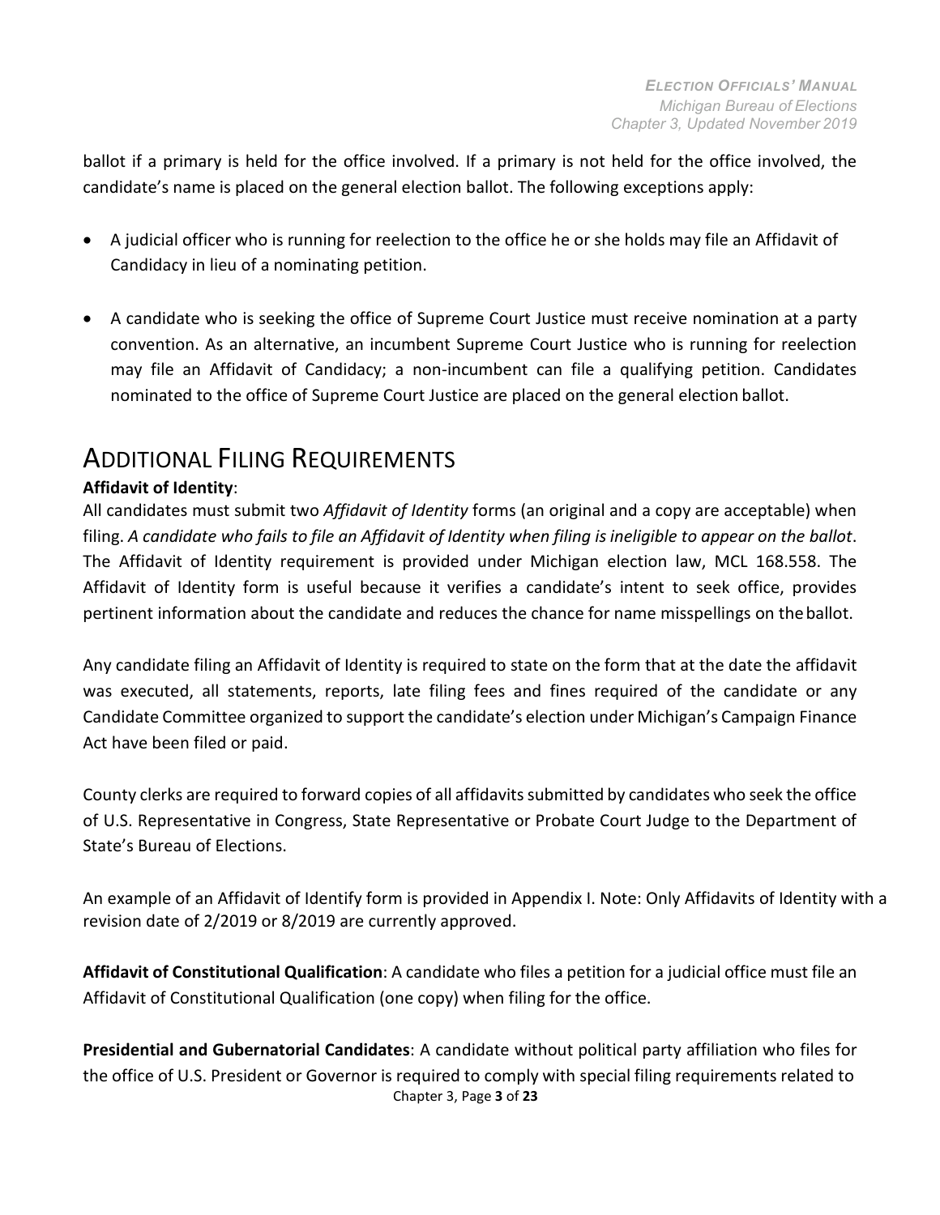ballot if a primary is held for the office involved. If a primary is not held for the office involved, the candidate's name is placed on the general election ballot. The following exceptions apply:

- A judicial officer who is running for reelection to the office he or she holds may file an Affidavit of Candidacy in lieu of a nominating petition.
- A candidate who is seeking the office of Supreme Court Justice must receive nomination at a party convention. As an alternative, an incumbent Supreme Court Justice who is running for reelection may file an Affidavit of Candidacy; a non-incumbent can file a qualifying petition. Candidates nominated to the office of Supreme Court Justice are placed on the general election ballot.

## Additional Filing Requirements

**Affidavit of Identity**:

All candidates must submit two *Affidavit of Identity* forms (an original and a copy are acceptable) when filing. *A candidate who fails to file an Affidavit of Identity when filing is ineligible to appear on the ballot*. The Affidavit of Identity requirement is provided under Michigan election law, MCL 168.558. The Affidavit of Identity form is useful because it verifies a candidate's intent to seek office, provides pertinent information about the candidate and reduces the chance for name misspellings on the ballot.

Any candidate filing an Affidavit of Identity is required to state on the form that at the date the affidavit was executed, all statements, reports, late filing fees and fines required of the candidate or any Candidate Committee organized to support the candidate's election under Michigan's Campaign Finance Act have been filed or paid.

County clerks are required to forward copies of all affidavits submitted by candidates who seek the office of U.S. Representative in Congress, State Representative or Probate Court Judge to the Department of State's Bureau of Elections.

An example of an Affidavit of Identify form is provided in Appendix I. Note: Only Affidavits of Identity with a revision date of 2/2019 or 8/2019 are currently approved.

**Affidavit of Constitutional Qualification**: A candidate who files a petition for a judicial office must file an Affidavit of Constitutional Qualification (one copy) when filing for the office.

**Presidential and Gubernatorial Candidates**: A candidate without political party affiliation who files for the office of U.S. President or Governor is required to comply with special filing requirements related to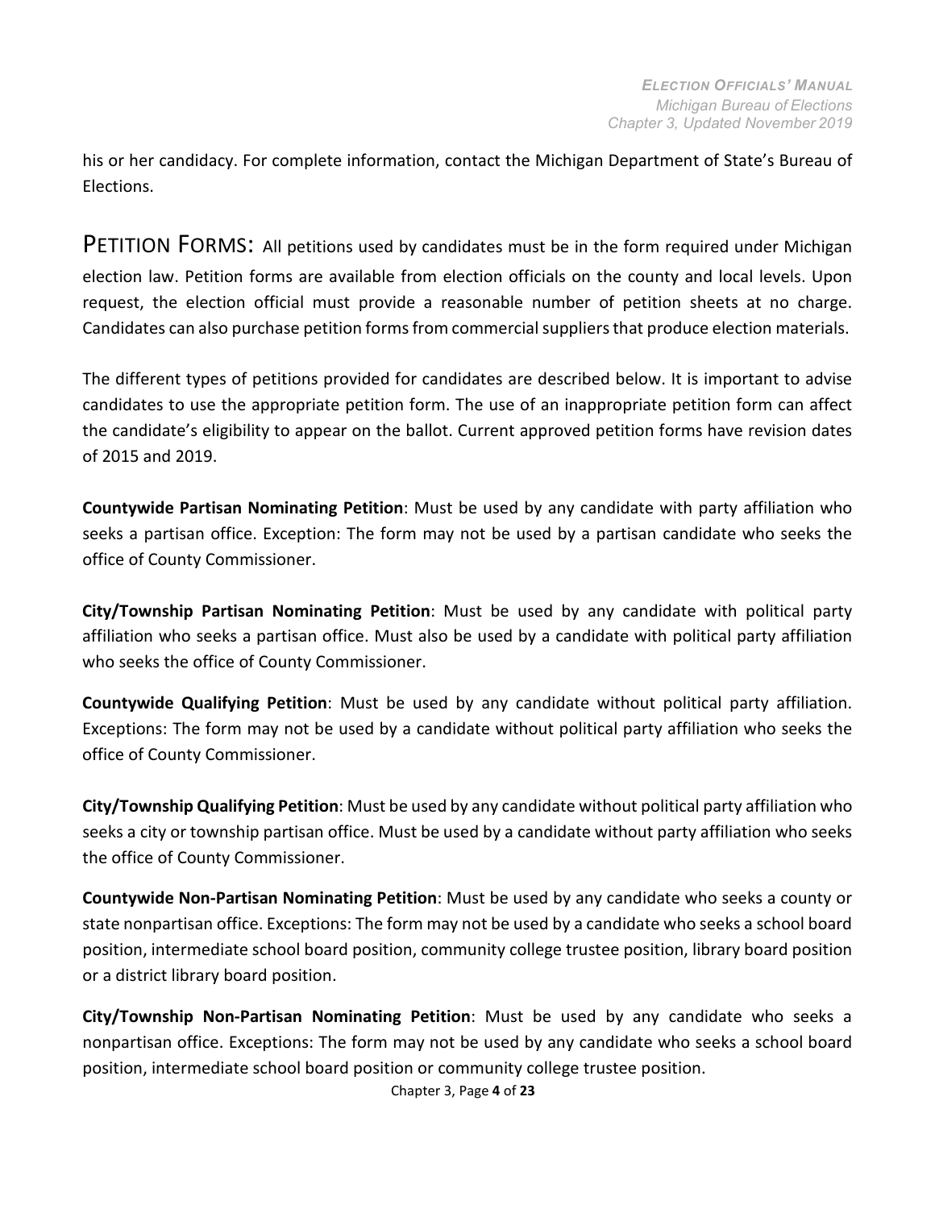his or her candidacy. For complete information, contact the Michigan Department of State's Bureau of Elections.

## PETITION FORMS:

All petitions used by candidates must be in the form required under Michigan election law. Petition forms are available from election officials on the county and local levels. Upon request, the election official must provide a reasonable number of petition sheets at no charge. Candidates can also purchase petition forms from commercial suppliers that produce election materials.

The different types of petitions provided for candidates are described below. It is important to advise candidates to use the appropriate petition form. The use of an inappropriate petition form can affect the candidate's eligibility to appear on the ballot. Current approved petition forms have revision dates of 2015 and 2019.

**Countywide Partisan Nominating Petition**: Must be used by any candidate with party affiliation who seeks a partisan office. Exception: The form may not be used by a partisan candidate who seeks the office of County Commissioner.

**City/Township Partisan Nominating Petition**: Must be used by any candidate with political party affiliation who seeks a partisan office. Must also be used by a candidate with political party affiliation who seeks the office of County Commissioner.

**Countywide Qualifying Petition**: Must be used by any candidate without political party affiliation. Exceptions: The form may not be used by a candidate without political party affiliation who seeks the office of County Commissioner.

**City/Township Qualifying Petition**: Must be used by any candidate without political party affiliation who seeks a city or township partisan office. Must be used by a candidate without party affiliation who seeks the office of County Commissioner.

**Countywide Non-Partisan Nominating Petition**: Must be used by any candidate who seeks a county or state nonpartisan office. Exceptions: The form may not be used by a candidate who seeks a school board position, intermediate school board position, community college trustee position, library board position or a district library board position.

**City/Township Non-Partisan Nominating Petition**: Must be used by any candidate who seeks a nonpartisan office. Exceptions: The form may not be used by any candidate who seeks a school board position, intermediate school board position or community college trustee position.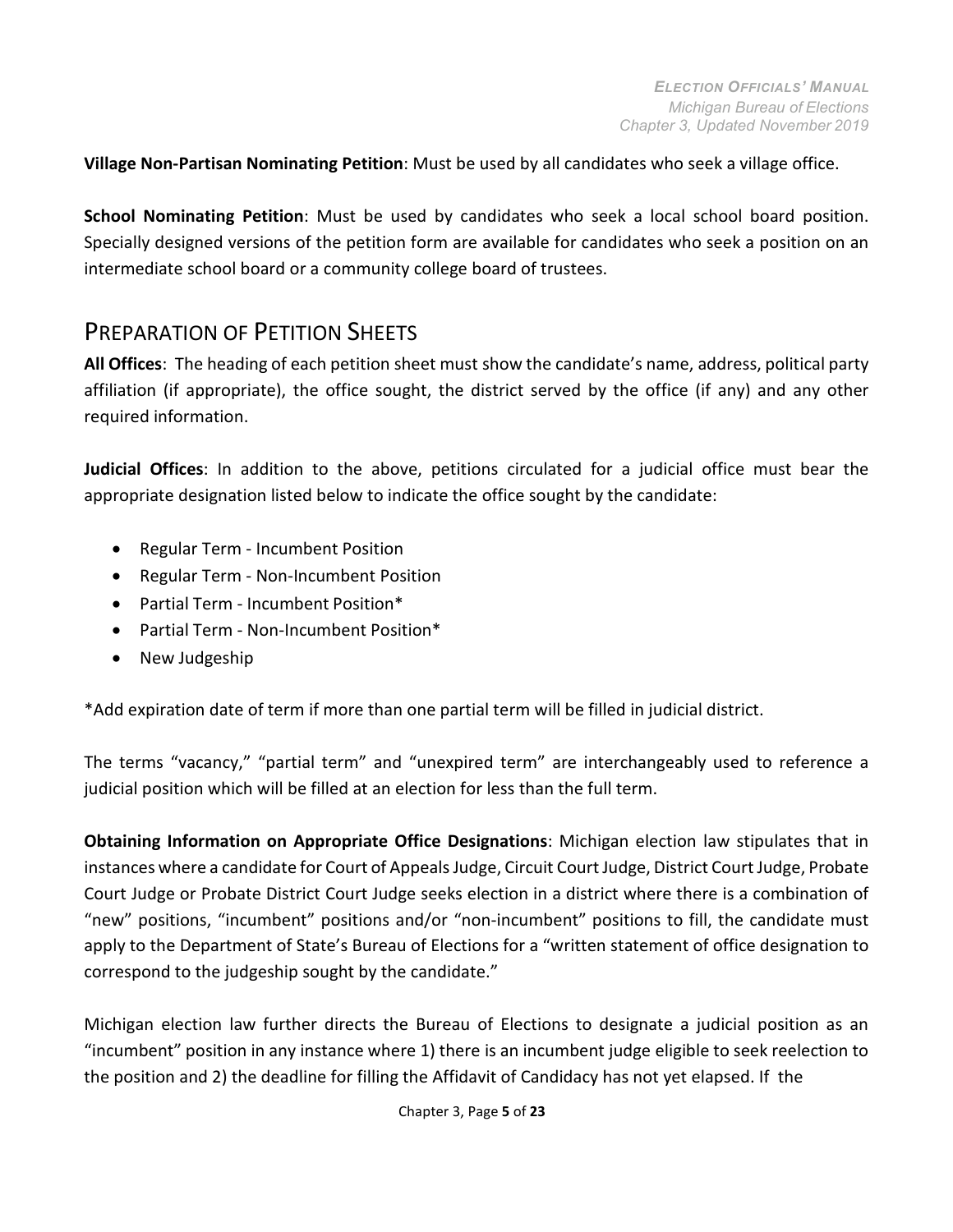**Village Non-Partisan Nominating Petition**: Must be used by all candidates who seek a village office.

**School Nominating Petition**: Must be used by candidates who seek a local school board position. Specially designed versions of the petition form are available for candidates who seek a position on an intermediate school board or a community college board of trustees.

## PREPARATION OF PETITION SHEETS

**All Offices**: The heading of each petition sheet must show the candidate's name, address, political party affiliation (if appropriate), the office sought, the district served by the office (if any) and any other required information.

**Judicial Offices**: In addition to the above, petitions circulated for a judicial office must bear the appropriate designation listed below to indicate the office sought by the candidate:

- Regular Term - Incumbent Position
- Regular Term - Non-Incumbent Position
- Partial Term - Incumbent Position*
- Partial Term - Non-Incumbent Position*
- New Judgeship

*Add expiration date of term if more than one partial term will be filled in judicial district.

The terms "vacancy," "partial term" and "unexpired term" are interchangeably used to reference a judicial position which will be filled at an election for less than the full term.

**Obtaining Information on Appropriate Office Designations**: Michigan election law stipulates that in instances where a candidate for Court of Appeals Judge, Circuit Court Judge, District Court Judge, Probate Court Judge or Probate District Court Judge seeks election in a district where there is a combination of "new" positions, "incumbent" positions and/or "non-incumbent" positions to fill, the candidate must apply to the Department of State's Bureau of Elections for a "written statement of office designation to correspond to the judgeship sought by the candidate."

Michigan election law further directs the Bureau of Elections to designate a judicial position as an "incumbent" position in any instance where 1) there is an incumbent judge eligible to seek reelection to the position and 2) the deadline for filling the Affidavit of Candidacy has not yet elapsed. If the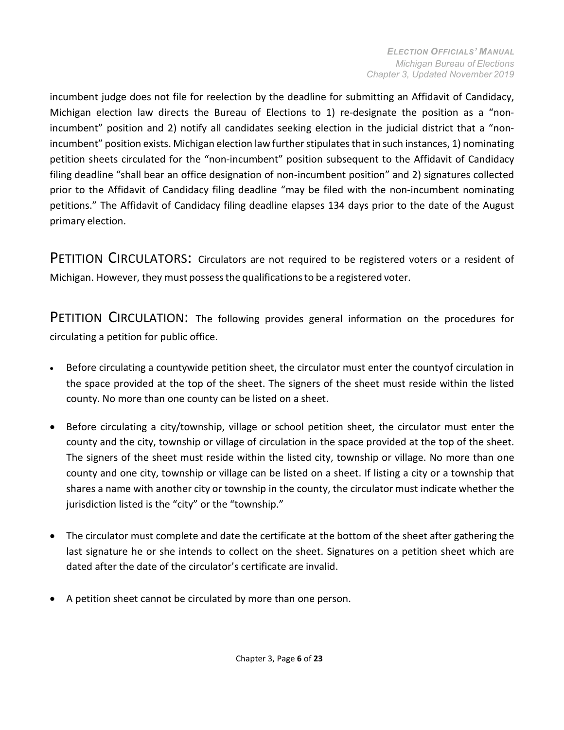incumbent judge does not file for reelection by the deadline for submitting an Affidavit of Candidacy, Michigan election law directs the Bureau of Elections to 1) re-designate the position as a "non-incumbent" position and 2) notify all candidates seeking election in the judicial district that a "non-incumbent" position exists. Michigan election law further stipulates that in such instances, 1) nominating petition sheets circulated for the "non-incumbent" position subsequent to the Affidavit of Candidacy filing deadline "shall bear an office designation of non-incumbent position" and 2) signatures collected prior to the Affidavit of Candidacy filing deadline "may be filed with the non-incumbent nominating petitions." The Affidavit of Candidacy filing deadline elapses 134 days prior to the date of the August primary election.

## PETITION CIRCULATORS:

Circulators are not required to be registered voters or a resident of Michigan. However, they must possess the qualifications to be a registered voter.

## PETITION CIRCULATION:

The following provides general information on the procedures for circulating a petition for public office.

- Before circulating a countywide petition sheet, the circulator must enter the countyof circulation in the space provided at the top of the sheet. The signers of the sheet must reside within the listed county. No more than one county can be listed on a sheet.
- Before circulating a city/township, village or school petition sheet, the circulator must enter the county and the city, township or village of circulation in the space provided at the top of the sheet. The signers of the sheet must reside within the listed city, township or village. No more than one county and one city, township or village can be listed on a sheet. If listing a city or a township that shares a name with another city or township in the county, the circulator must indicate whether the jurisdiction listed is the "city" or the "township."
- The circulator must complete and date the certificate at the bottom of the sheet after gathering the last signature he or she intends to collect on the sheet. Signatures on a petition sheet which are dated after the date of the circulator's certificate are invalid.
- A petition sheet cannot be circulated by more than one person.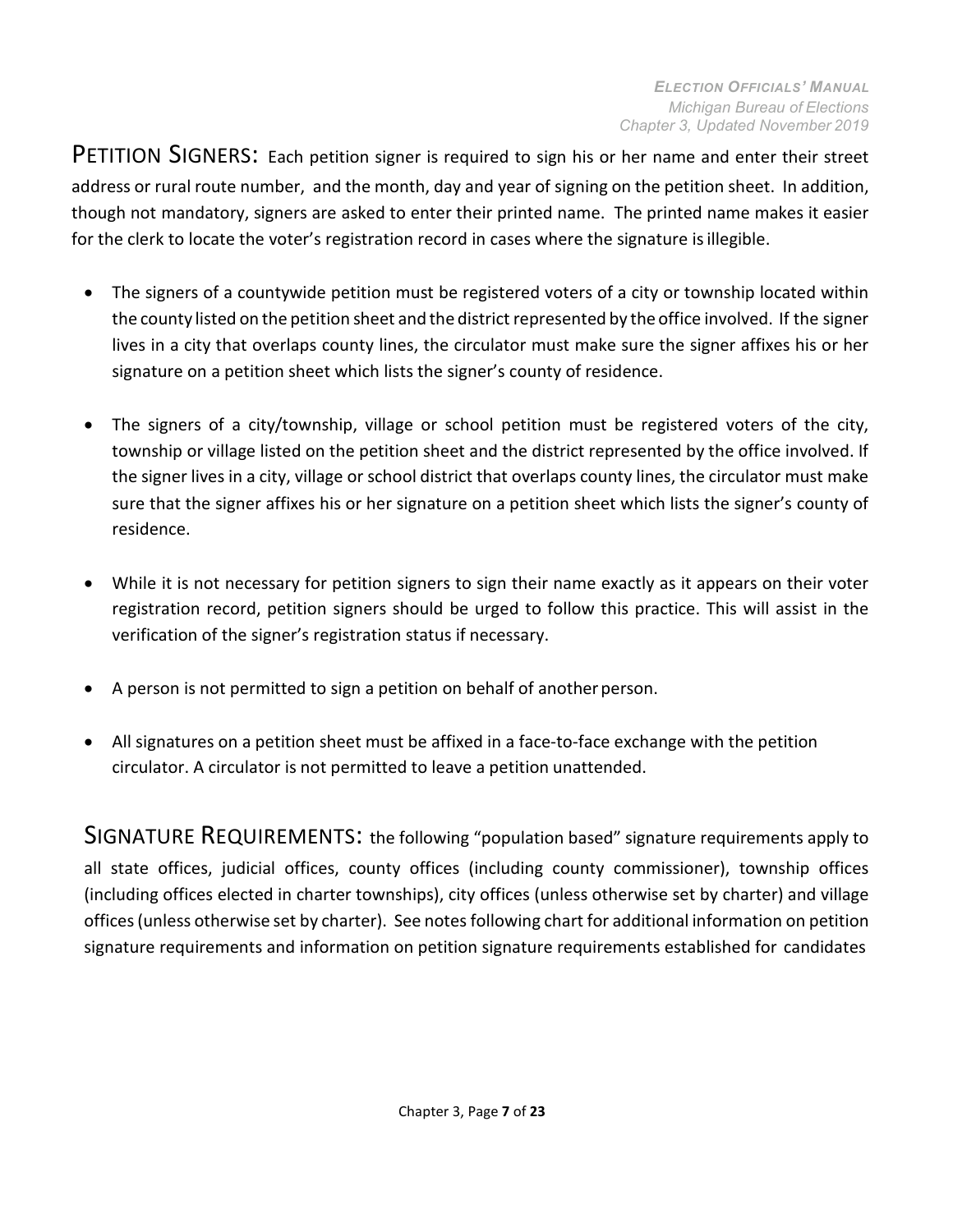**PETITION SIGNERS:** Each petition signer is required to sign his or her name and enter their street address or rural route number, and the month, day and year of signing on the petition sheet. In addition, though not mandatory, signers are asked to enter their printed name. The printed name makes it easier for the clerk to locate the voter's registration record in cases where the signature is illegible.

- The signers of a countywide petition must be registered voters of a city or township located within the county listed on the petition sheet and the district represented by the office involved. If the signer lives in a city that overlaps county lines, the circulator must make sure the signer affixes his or her signature on a petition sheet which lists the signer's county of residence.

- The signers of a city/township, village or school petition must be registered voters of the city, township or village listed on the petition sheet and the district represented by the office involved. If the signer lives in a city, village or school district that overlaps county lines, the circulator must make sure that the signer affixes his or her signature on a petition sheet which lists the signer's county of residence.

- While it is not necessary for petition signers to sign their name exactly as it appears on their voter registration record, petition signers should be urged to follow this practice. This will assist in the verification of the signer's registration status if necessary.

- A person is not permitted to sign a petition on behalf of another person.

- All signatures on a petition sheet must be affixed in a face-to-face exchange with the petition circulator. A circulator is not permitted to leave a petition unattended.

**SIGNATURE REQUIREMENTS:** the following "population based" signature requirements apply to all state offices, judicial offices, county offices (including county commissioner), township offices (including offices elected in charter townships), city offices (unless otherwise set by charter) and village offices (unless otherwise set by charter). See notes following chart for additional information on petition signature requirements and information on petition signature requirements established for candidates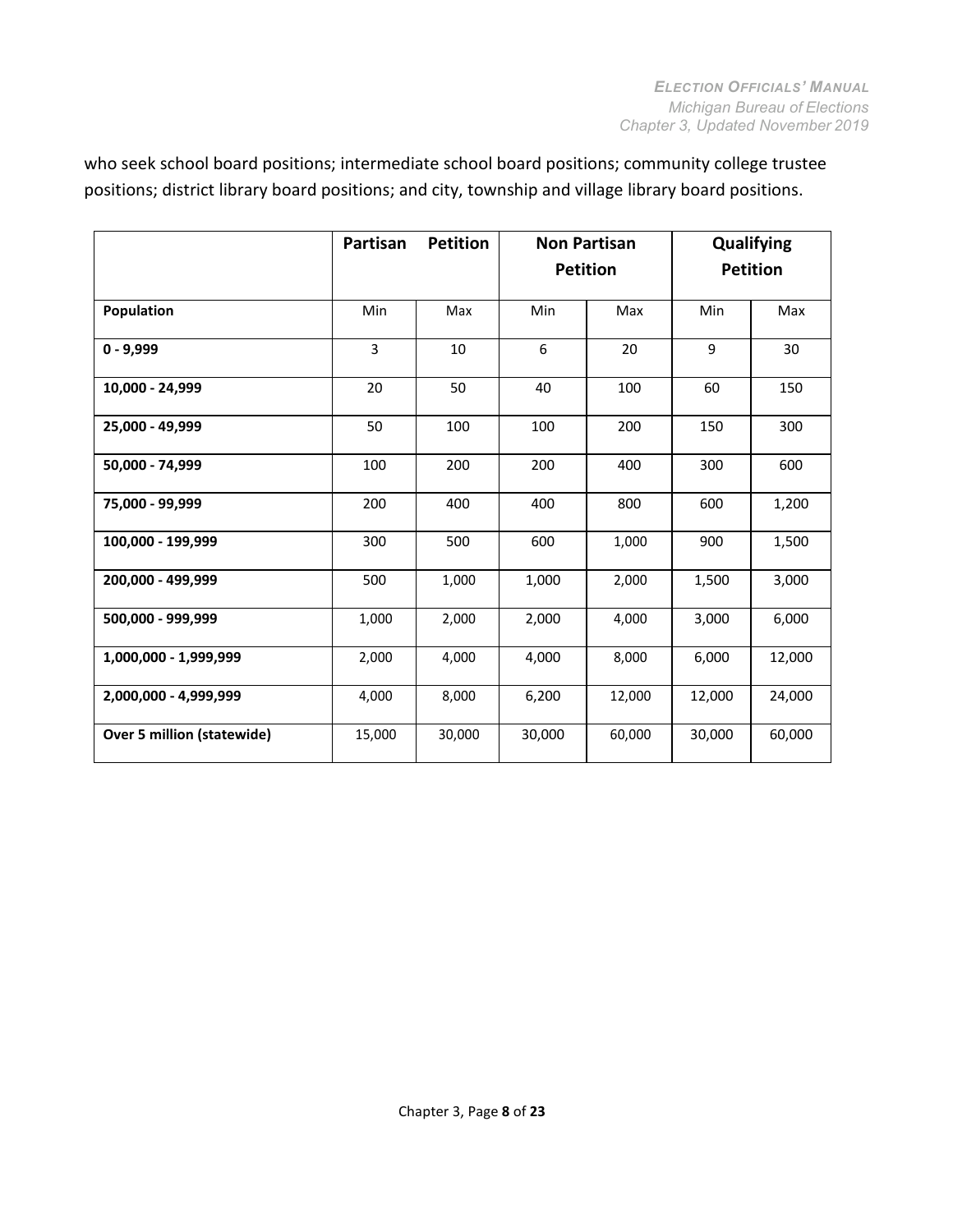who seek school board positions; intermediate school board positions; community college trustee positions; district library board positions; and city, township and village library board positions.

| | Partisan Petition | | Non Partisan Petition | | Qualifying Petition | |
|---|---|---|---|---|---|---|
| **Population** | Min | Max | Min | Max | Min | Max |
| **0 - 9,999** | 3 | 10 | 6 | 20 | 9 | 30 |
| **10,000 - 24,999** | 20 | 50 | 40 | 100 | 60 | 150 |
| **25,000 - 49,999** | 50 | 100 | 100 | 200 | 150 | 300 |
| **50,000 - 74,999** | 100 | 200 | 200 | 400 | 300 | 600 |
| **75,000 - 99,999** | 200 | 400 | 400 | 800 | 600 | 1,200 |
| **100,000 - 199,999** | 300 | 500 | 600 | 1,000 | 900 | 1,500 |
| **200,000 - 499,999** | 500 | 1,000 | 1,000 | 2,000 | 1,500 | 3,000 |
| **500,000 - 999,999** | 1,000 | 2,000 | 2,000 | 4,000 | 3,000 | 6,000 |
| **1,000,000 - 1,999,999** | 2,000 | 4,000 | 4,000 | 8,000 | 6,000 | 12,000 |
| **2,000,000 - 4,999,999** | 4,000 | 8,000 | 6,200 | 12,000 | 12,000 | 24,000 |
| **Over 5 million (statewide)** | 15,000 | 30,000 | 30,000 | 60,000 | 30,000 | 60,000 |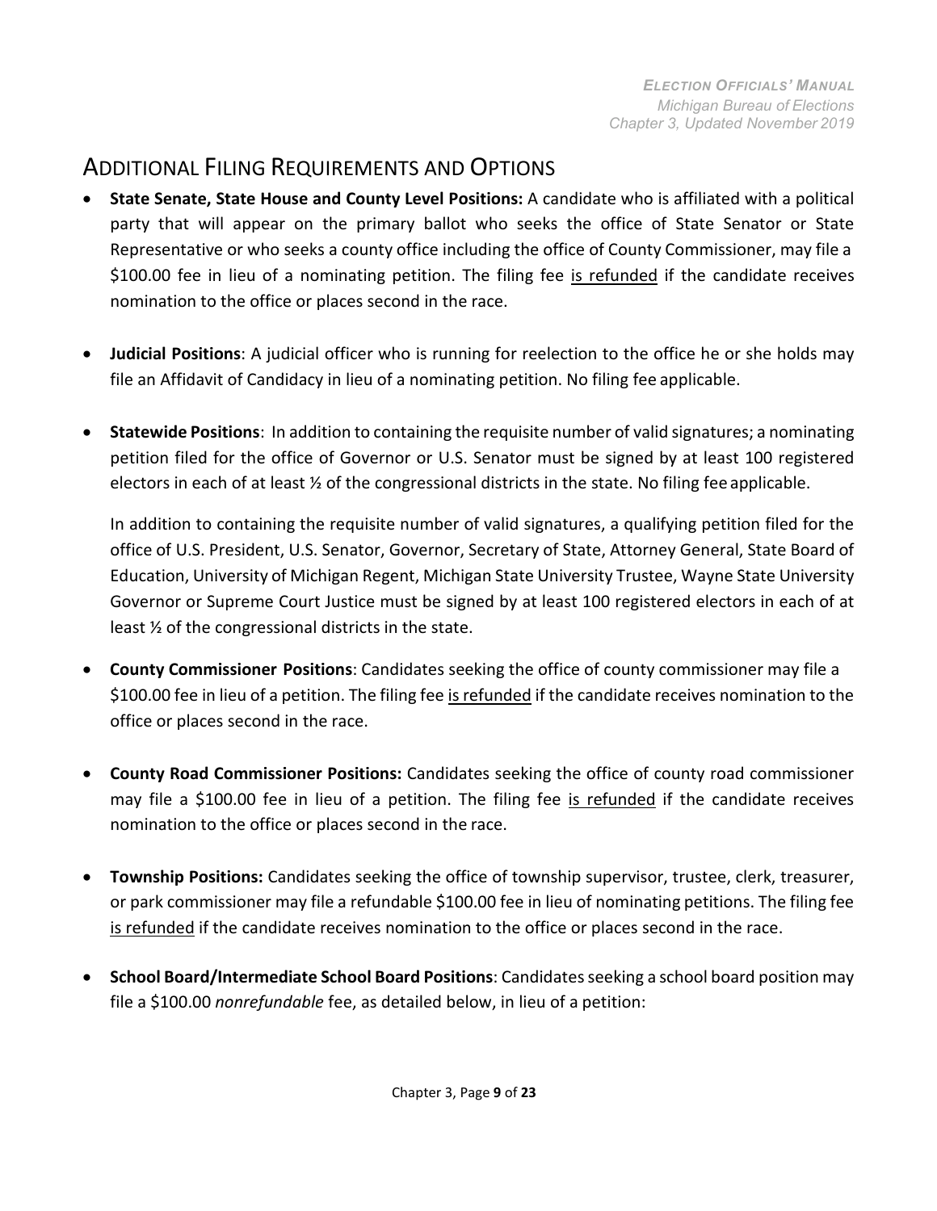## ADDITIONAL FILING REQUIREMENTS AND OPTIONS

- **State Senate, State House and County Level Positions:** A candidate who is affiliated with a political party that will appear on the primary ballot who seeks the office of State Senator or State Representative or who seeks a county office including the office of County Commissioner, may file a $100.00 fee in lieu of a nominating petition. The filing fee <u>is refunded</u> if the candidate receives nomination to the office or places second in the race.

- **Judicial Positions**: A judicial officer who is running for reelection to the office he or she holds may file an Affidavit of Candidacy in lieu of a nominating petition. No filing fee applicable.

- **Statewide Positions**: In addition to containing the requisite number of valid signatures; a nominating petition filed for the office of Governor or U.S. Senator must be signed by at least 100 registered electors in each of at least ½ of the congressional districts in the state. No filing fee applicable.

  In addition to containing the requisite number of valid signatures, a qualifying petition filed for the office of U.S. President, U.S. Senator, Governor, Secretary of State, Attorney General, State Board of Education, University of Michigan Regent, Michigan State University Trustee, Wayne State University Governor or Supreme Court Justice must be signed by at least 100 registered electors in each of at least ½ of the congressional districts in the state.

- **County Commissioner Positions**: Candidates seeking the office of county commissioner may file a $100.00 fee in lieu of a petition. The filing fee <u>is refunded</u> if the candidate receives nomination to the office or places second in the race.

- **County Road Commissioner Positions:** Candidates seeking the office of county road commissioner may file a $100.00 fee in lieu of a petition. The filing fee <u>is refunded</u> if the candidate receives nomination to the office or places second in the race.

- **Township Positions:** Candidates seeking the office of township supervisor, trustee, clerk, treasurer, or park commissioner may file a refundable $100.00 fee in lieu of nominating petitions. The filing fee <u>is refunded</u> if the candidate receives nomination to the office or places second in the race.

- **School Board/Intermediate School Board Positions**: Candidates seeking a school board position may file a $100.00 *nonrefundable* fee, as detailed below, in lieu of a petition: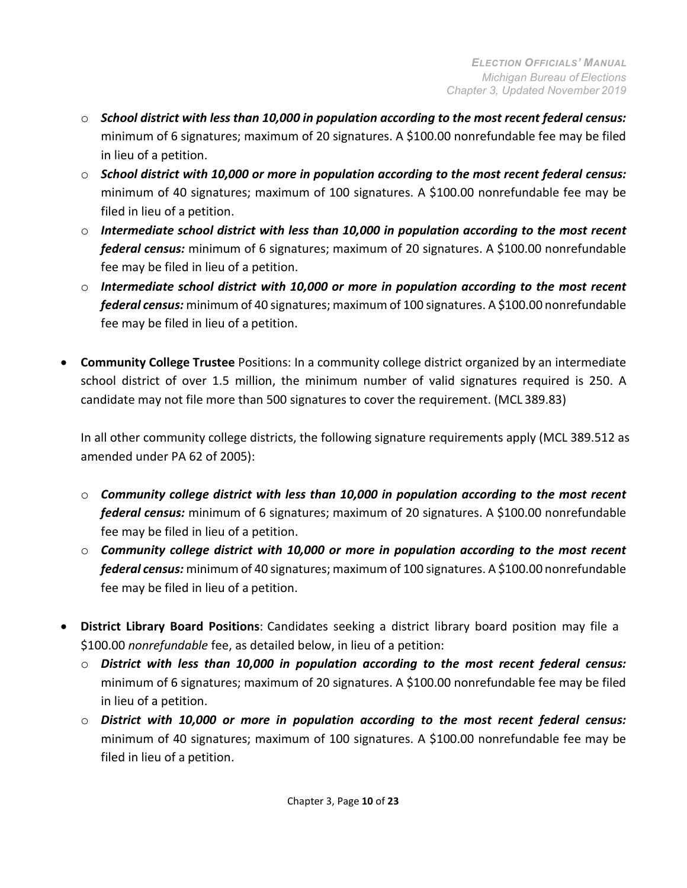- ***School district with less than 10,000 in population according to the most recent federal census:*** minimum of 6 signatures; maximum of 20 signatures. A $100.00 nonrefundable fee may be filed in lieu of a petition.
- ***School district with 10,000 or more in population according to the most recent federal census:*** minimum of 40 signatures; maximum of 100 signatures. A $100.00 nonrefundable fee may be filed in lieu of a petition.
- ***Intermediate school district with less than 10,000 in population according to the most recent federal census:*** minimum of 6 signatures; maximum of 20 signatures. A $100.00 nonrefundable fee may be filed in lieu of a petition.
- ***Intermediate school district with 10,000 or more in population according to the most recent federal census:*** minimum of 40 signatures; maximum of 100 signatures. A $100.00 nonrefundable fee may be filed in lieu of a petition.

- **Community College Trustee** Positions: In a community college district organized by an intermediate school district of over 1.5 million, the minimum number of valid signatures required is 250. A candidate may not file more than 500 signatures to cover the requirement. (MCL 389.83)

  In all other community college districts, the following signature requirements apply (MCL 389.512 as amended under PA 62 of 2005):

  - ***Community college district with less than 10,000 in population according to the most recent federal census:*** minimum of 6 signatures; maximum of 20 signatures. A $100.00 nonrefundable fee may be filed in lieu of a petition.
  - ***Community college district with 10,000 or more in population according to the most recent federal census:*** minimum of 40 signatures; maximum of 100 signatures. A $100.00 nonrefundable fee may be filed in lieu of a petition.

- **District Library Board Positions**: Candidates seeking a district library board position may file a $100.00 *nonrefundable* fee, as detailed below, in lieu of a petition:
  - ***District with less than 10,000 in population according to the most recent federal census:*** minimum of 6 signatures; maximum of 20 signatures. A $100.00 nonrefundable fee may be filed in lieu of a petition.
  - ***District with 10,000 or more in population according to the most recent federal census:*** minimum of 40 signatures; maximum of 100 signatures. A $100.00 nonrefundable fee may be filed in lieu of a petition.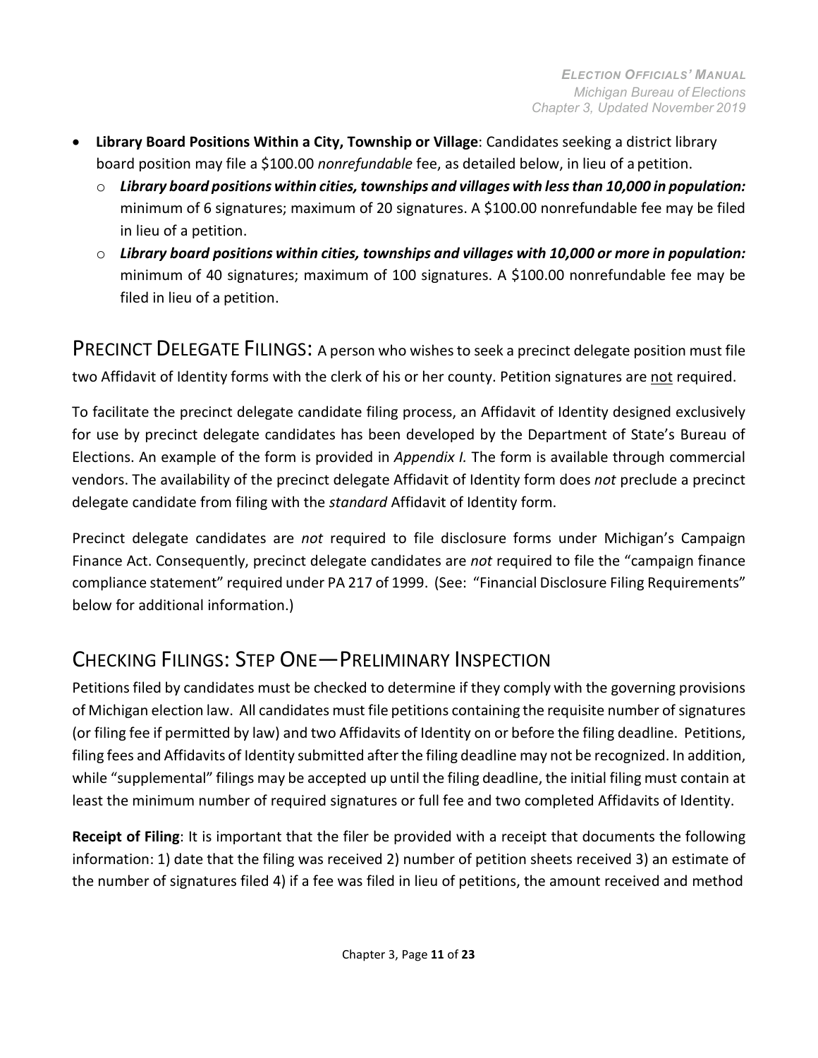- **Library Board Positions Within a City, Township or Village**: Candidates seeking a district library board position may file a $100.00 *nonrefundable* fee, as detailed below, in lieu of a petition.
  - ***Library board positions within cities, townships and villages with less than 10,000 in population:*** minimum of 6 signatures; maximum of 20 signatures. A $100.00 nonrefundable fee may be filed in lieu of a petition.
  - ***Library board positions within cities, townships and villages with 10,000 or more in population:*** minimum of 40 signatures; maximum of 100 signatures. A $100.00 nonrefundable fee may be filed in lieu of a petition.

## PRECINCT DELEGATE FILINGS:

A person who wishes to seek a precinct delegate position must file two Affidavit of Identity forms with the clerk of his or her county. Petition signatures are not required.

To facilitate the precinct delegate candidate filing process, an Affidavit of Identity designed exclusively for use by precinct delegate candidates has been developed by the Department of State's Bureau of Elections. An example of the form is provided in *Appendix I.* The form is available through commercial vendors. The availability of the precinct delegate Affidavit of Identity form does *not* preclude a precinct delegate candidate from filing with the *standard* Affidavit of Identity form.

Precinct delegate candidates are *not* required to file disclosure forms under Michigan's Campaign Finance Act. Consequently, precinct delegate candidates are *not* required to file the "campaign finance compliance statement" required under PA 217 of 1999. (See: "Financial Disclosure Filing Requirements" below for additional information.)

## CHECKING FILINGS: STEP ONE—PRELIMINARY INSPECTION

Petitions filed by candidates must be checked to determine if they comply with the governing provisions of Michigan election law. All candidates must file petitions containing the requisite number of signatures (or filing fee if permitted by law) and two Affidavits of Identity on or before the filing deadline. Petitions, filing fees and Affidavits of Identity submitted after the filing deadline may not be recognized. In addition, while "supplemental" filings may be accepted up until the filing deadline, the initial filing must contain at least the minimum number of required signatures or full fee and two completed Affidavits of Identity.

**Receipt of Filing**: It is important that the filer be provided with a receipt that documents the following information: 1) date that the filing was received 2) number of petition sheets received 3) an estimate of the number of signatures filed 4) if a fee was filed in lieu of petitions, the amount received and method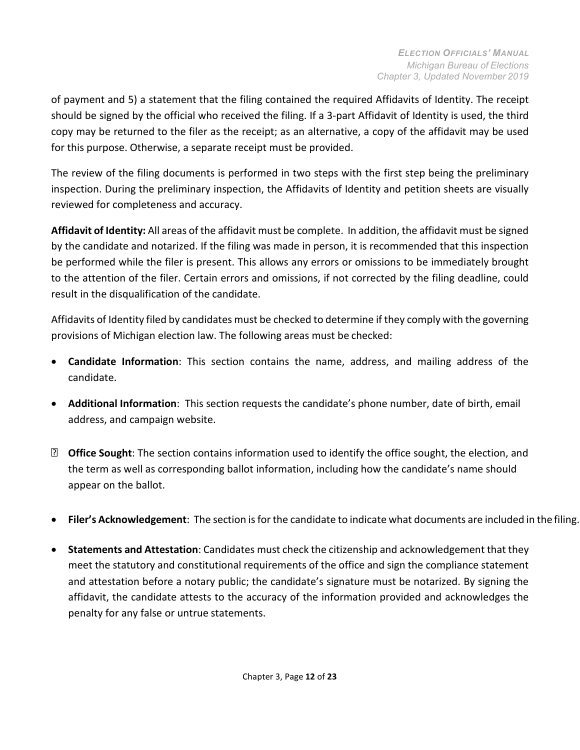of payment and 5) a statement that the filing contained the required Affidavits of Identity. The receipt should be signed by the official who received the filing. If a 3-part Affidavit of Identity is used, the third copy may be returned to the filer as the receipt; as an alternative, a copy of the affidavit may be used for this purpose. Otherwise, a separate receipt must be provided.

The review of the filing documents is performed in two steps with the first step being the preliminary inspection. During the preliminary inspection, the Affidavits of Identity and petition sheets are visually reviewed for completeness and accuracy.

**Affidavit of Identity:** All areas of the affidavit must be complete. In addition, the affidavit must be signed by the candidate and notarized. If the filing was made in person, it is recommended that this inspection be performed while the filer is present. This allows any errors or omissions to be immediately brought to the attention of the filer. Certain errors and omissions, if not corrected by the filing deadline, could result in the disqualification of the candidate.

Affidavits of Identity filed by candidates must be checked to determine if they comply with the governing provisions of Michigan election law. The following areas must be checked:

- **Candidate Information**: This section contains the name, address, and mailing address of the candidate.
- **Additional Information**: This section requests the candidate's phone number, date of birth, email address, and campaign website.
- **Office Sought**: The section contains information used to identify the office sought, the election, and the term as well as corresponding ballot information, including how the candidate's name should appear on the ballot.
- **Filer's Acknowledgement**: The section is for the candidate to indicate what documents are included in the filing.
- **Statements and Attestation**: Candidates must check the citizenship and acknowledgement that they meet the statutory and constitutional requirements of the office and sign the compliance statement and attestation before a notary public; the candidate's signature must be notarized. By signing the affidavit, the candidate attests to the accuracy of the information provided and acknowledges the penalty for any false or untrue statements.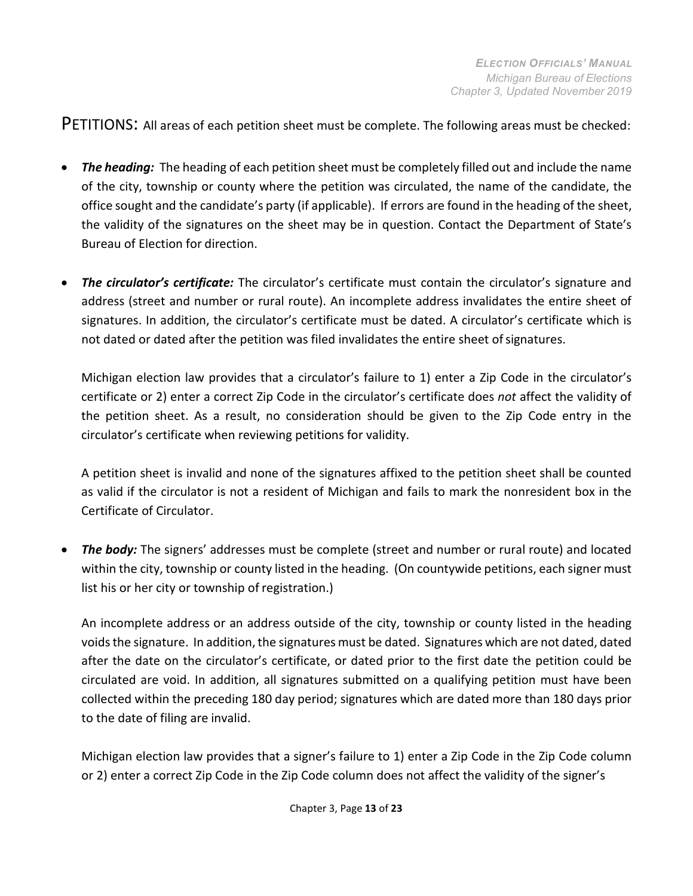PETITIONS: All areas of each petition sheet must be complete. The following areas must be checked:

- ***The heading:*** The heading of each petition sheet must be completely filled out and include the name of the city, township or county where the petition was circulated, the name of the candidate, the office sought and the candidate's party (if applicable). If errors are found in the heading of the sheet, the validity of the signatures on the sheet may be in question. Contact the Department of State's Bureau of Election for direction.

- ***The circulator's certificate:*** The circulator's certificate must contain the circulator's signature and address (street and number or rural route). An incomplete address invalidates the entire sheet of signatures. In addition, the circulator's certificate must be dated. A circulator's certificate which is not dated or dated after the petition was filed invalidates the entire sheet of signatures.

  Michigan election law provides that a circulator's failure to 1) enter a Zip Code in the circulator's certificate or 2) enter a correct Zip Code in the circulator's certificate does *not* affect the validity of the petition sheet. As a result, no consideration should be given to the Zip Code entry in the circulator's certificate when reviewing petitions for validity.

  A petition sheet is invalid and none of the signatures affixed to the petition sheet shall be counted as valid if the circulator is not a resident of Michigan and fails to mark the nonresident box in the Certificate of Circulator.

- ***The body:*** The signers' addresses must be complete (street and number or rural route) and located within the city, township or county listed in the heading. (On countywide petitions, each signer must list his or her city or township of registration.)

  An incomplete address or an address outside of the city, township or county listed in the heading voids the signature. In addition, the signatures must be dated. Signatures which are not dated, dated after the date on the circulator's certificate, or dated prior to the first date the petition could be circulated are void. In addition, all signatures submitted on a qualifying petition must have been collected within the preceding 180 day period; signatures which are dated more than 180 days prior to the date of filing are invalid.

  Michigan election law provides that a signer's failure to 1) enter a Zip Code in the Zip Code column or 2) enter a correct Zip Code in the Zip Code column does not affect the validity of the signer's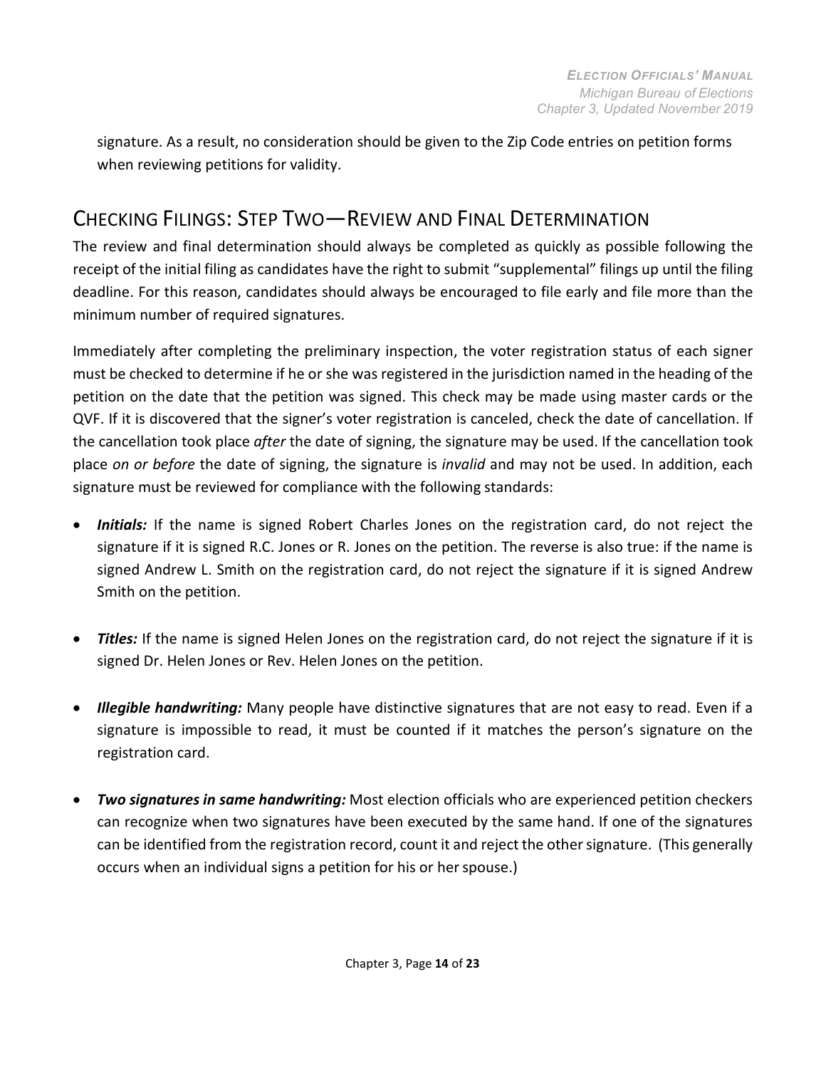signature. As a result, no consideration should be given to the Zip Code entries on petition forms when reviewing petitions for validity.

## CHECKING FILINGS: STEP TWO—REVIEW AND FINAL DETERMINATION

The review and final determination should always be completed as quickly as possible following the receipt of the initial filing as candidates have the right to submit "supplemental" filings up until the filing deadline. For this reason, candidates should always be encouraged to file early and file more than the minimum number of required signatures.

Immediately after completing the preliminary inspection, the voter registration status of each signer must be checked to determine if he or she was registered in the jurisdiction named in the heading of the petition on the date that the petition was signed. This check may be made using master cards or the QVF. If it is discovered that the signer's voter registration is canceled, check the date of cancellation. If the cancellation took place *after* the date of signing, the signature may be used. If the cancellation took place *on or before* the date of signing, the signature is *invalid* and may not be used. In addition, each signature must be reviewed for compliance with the following standards:

- ***Initials:*** If the name is signed Robert Charles Jones on the registration card, do not reject the signature if it is signed R.C. Jones or R. Jones on the petition. The reverse is also true: if the name is signed Andrew L. Smith on the registration card, do not reject the signature if it is signed Andrew Smith on the petition.

- ***Titles:*** If the name is signed Helen Jones on the registration card, do not reject the signature if it is signed Dr. Helen Jones or Rev. Helen Jones on the petition.

- ***Illegible handwriting:*** Many people have distinctive signatures that are not easy to read. Even if a signature is impossible to read, it must be counted if it matches the person's signature on the registration card.

- ***Two signatures in same handwriting:*** Most election officials who are experienced petition checkers can recognize when two signatures have been executed by the same hand. If one of the signatures can be identified from the registration record, count it and reject the other signature. (This generally occurs when an individual signs a petition for his or her spouse.)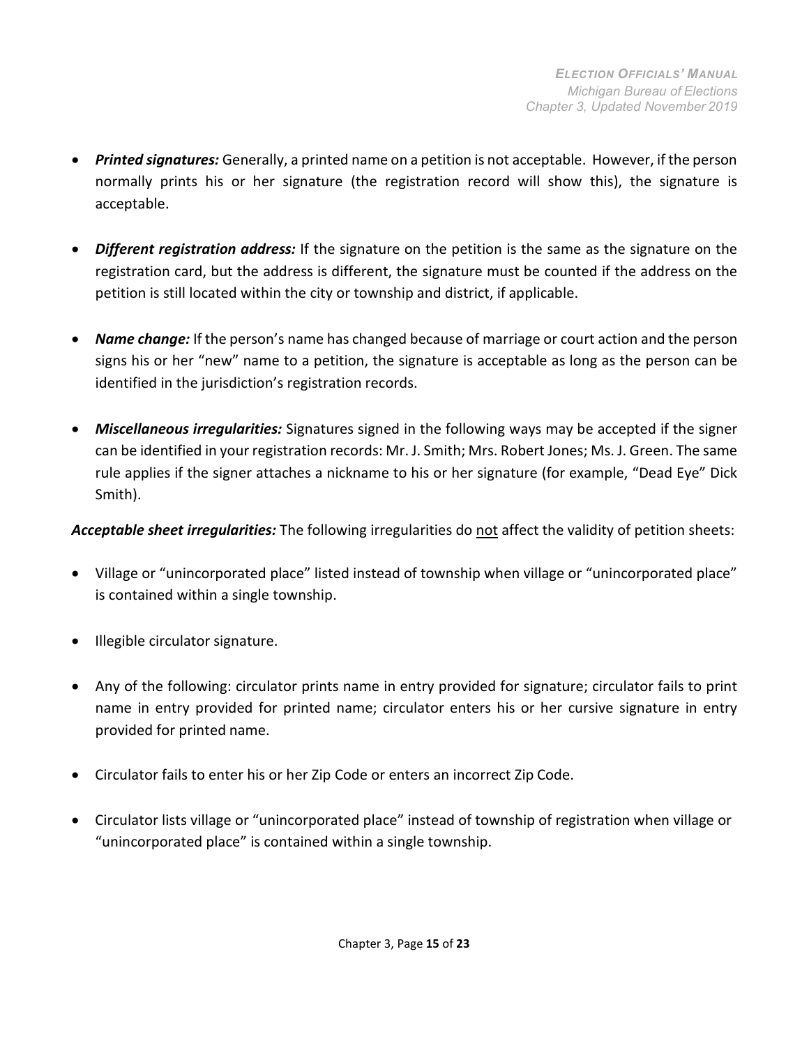- ***Printed signatures:*** Generally, a printed name on a petition is not acceptable. However, if the person normally prints his or her signature (the registration record will show this), the signature is acceptable.

- ***Different registration address:*** If the signature on the petition is the same as the signature on the registration card, but the address is different, the signature must be counted if the address on the petition is still located within the city or township and district, if applicable.

- ***Name change:*** If the person's name has changed because of marriage or court action and the person signs his or her "new" name to a petition, the signature is acceptable as long as the person can be identified in the jurisdiction's registration records.

- ***Miscellaneous irregularities:*** Signatures signed in the following ways may be accepted if the signer can be identified in your registration records: Mr. J. Smith; Mrs. Robert Jones; Ms. J. Green. The same rule applies if the signer attaches a nickname to his or her signature (for example, "Dead Eye" Dick Smith).

***Acceptable sheet irregularities:*** The following irregularities do <u>not</u> affect the validity of petition sheets:

- Village or "unincorporated place" listed instead of township when village or "unincorporated place" is contained within a single township.

- Illegible circulator signature.

- Any of the following: circulator prints name in entry provided for signature; circulator fails to print name in entry provided for printed name; circulator enters his or her cursive signature in entry provided for printed name.

- Circulator fails to enter his or her Zip Code or enters an incorrect Zip Code.

- Circulator lists village or "unincorporated place" instead of township of registration when village or "unincorporated place" is contained within a single township.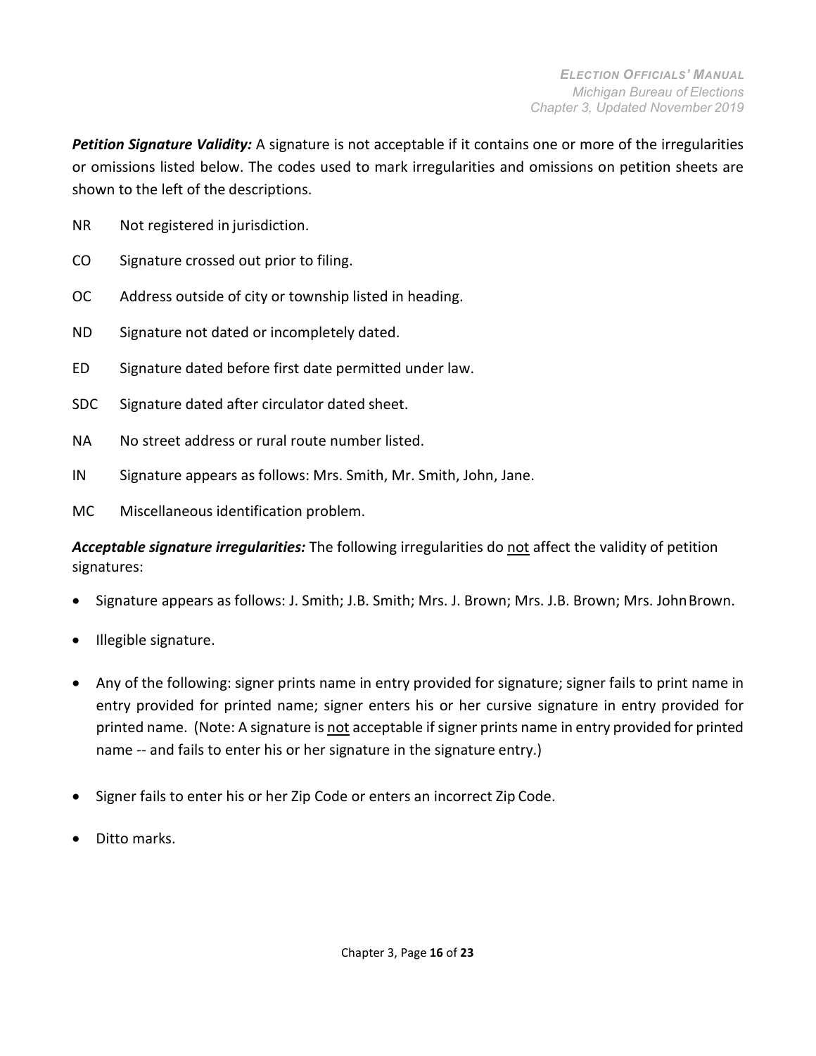***Petition Signature Validity:*** A signature is not acceptable if it contains one or more of the irregularities or omissions listed below. The codes used to mark irregularities and omissions on petition sheets are shown to the left of the descriptions.

NR Not registered in jurisdiction.

CO Signature crossed out prior to filing.

OC Address outside of city or township listed in heading.

ND Signature not dated or incompletely dated.

ED Signature dated before first date permitted under law.

SDC Signature dated after circulator dated sheet.

NA No street address or rural route number listed.

IN Signature appears as follows: Mrs. Smith, Mr. Smith, John, Jane.

MC Miscellaneous identification problem.

***Acceptable signature irregularities:*** The following irregularities do <u>not</u> affect the validity of petition signatures:

- Signature appears as follows: J. Smith; J.B. Smith; Mrs. J. Brown; Mrs. J.B. Brown; Mrs. John Brown.
- Illegible signature.
- Any of the following: signer prints name in entry provided for signature; signer fails to print name in entry provided for printed name; signer enters his or her cursive signature in entry provided for printed name. (Note: A signature is <u>not</u> acceptable if signer prints name in entry provided for printed name -- and fails to enter his or her signature in the signature entry.)
- Signer fails to enter his or her Zip Code or enters an incorrect Zip Code.
- Ditto marks.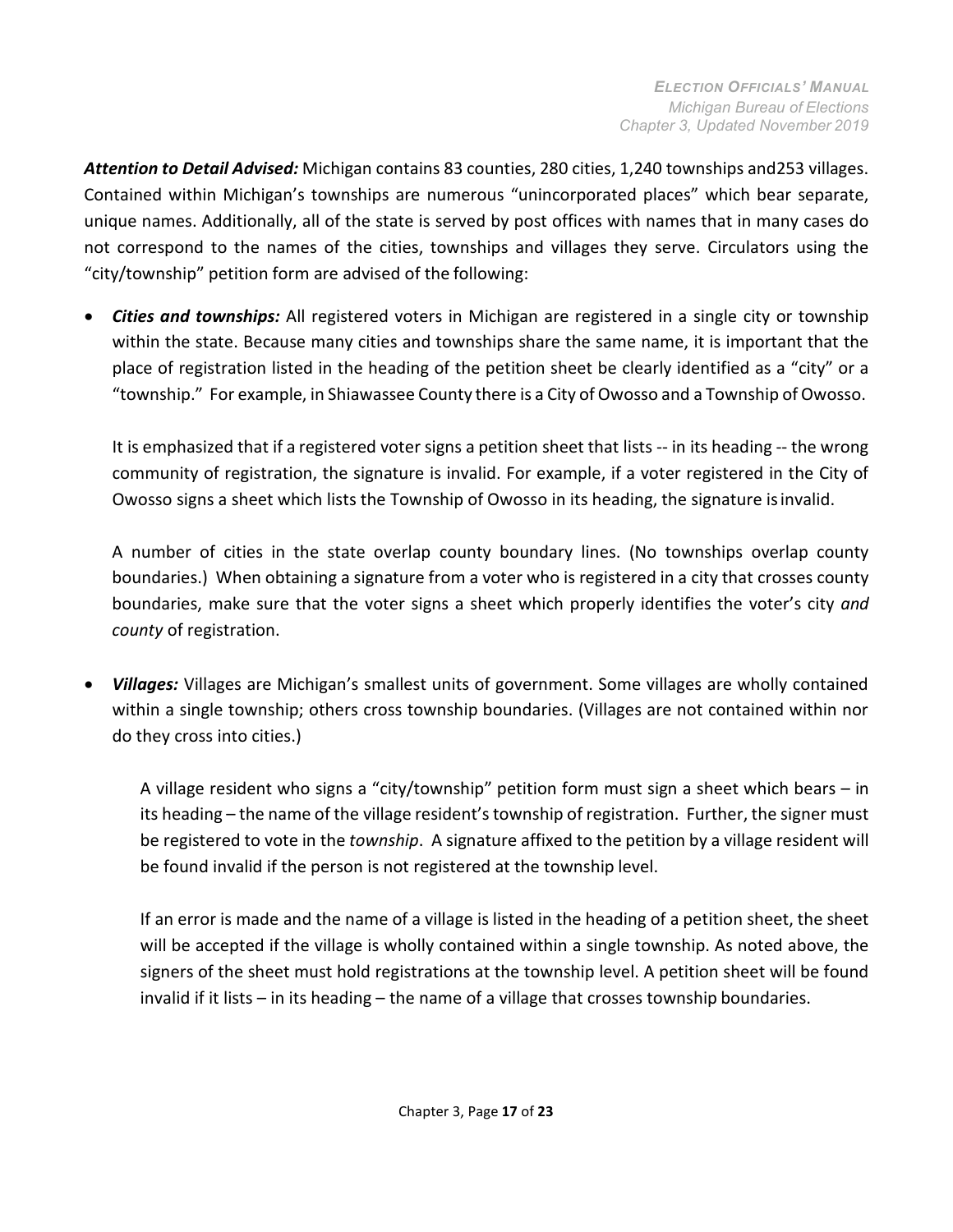***Attention to Detail Advised:*** Michigan contains 83 counties, 280 cities, 1,240 townships and253 villages. Contained within Michigan's townships are numerous "unincorporated places" which bear separate, unique names. Additionally, all of the state is served by post offices with names that in many cases do not correspond to the names of the cities, townships and villages they serve. Circulators using the "city/township" petition form are advised of the following:

- ***Cities and townships:*** All registered voters in Michigan are registered in a single city or township within the state. Because many cities and townships share the same name, it is important that the place of registration listed in the heading of the petition sheet be clearly identified as a "city" or a "township." For example, in Shiawassee County there is a City of Owosso and a Township of Owosso.

  It is emphasized that if a registered voter signs a petition sheet that lists -- in its heading -- the wrong community of registration, the signature is invalid. For example, if a voter registered in the City of Owosso signs a sheet which lists the Township of Owosso in its heading, the signature is invalid.

  A number of cities in the state overlap county boundary lines. (No townships overlap county boundaries.) When obtaining a signature from a voter who is registered in a city that crosses county boundaries, make sure that the voter signs a sheet which properly identifies the voter's city *and county* of registration.

- ***Villages:*** Villages are Michigan's smallest units of government. Some villages are wholly contained within a single township; others cross township boundaries. (Villages are not contained within nor do they cross into cities.)

  A village resident who signs a "city/township" petition form must sign a sheet which bears – in its heading – the name of the village resident's township of registration. Further, the signer must be registered to vote in the *township*. A signature affixed to the petition by a village resident will be found invalid if the person is not registered at the township level.

  If an error is made and the name of a village is listed in the heading of a petition sheet, the sheet will be accepted if the village is wholly contained within a single township. As noted above, the signers of the sheet must hold registrations at the township level. A petition sheet will be found invalid if it lists – in its heading – the name of a village that crosses township boundaries.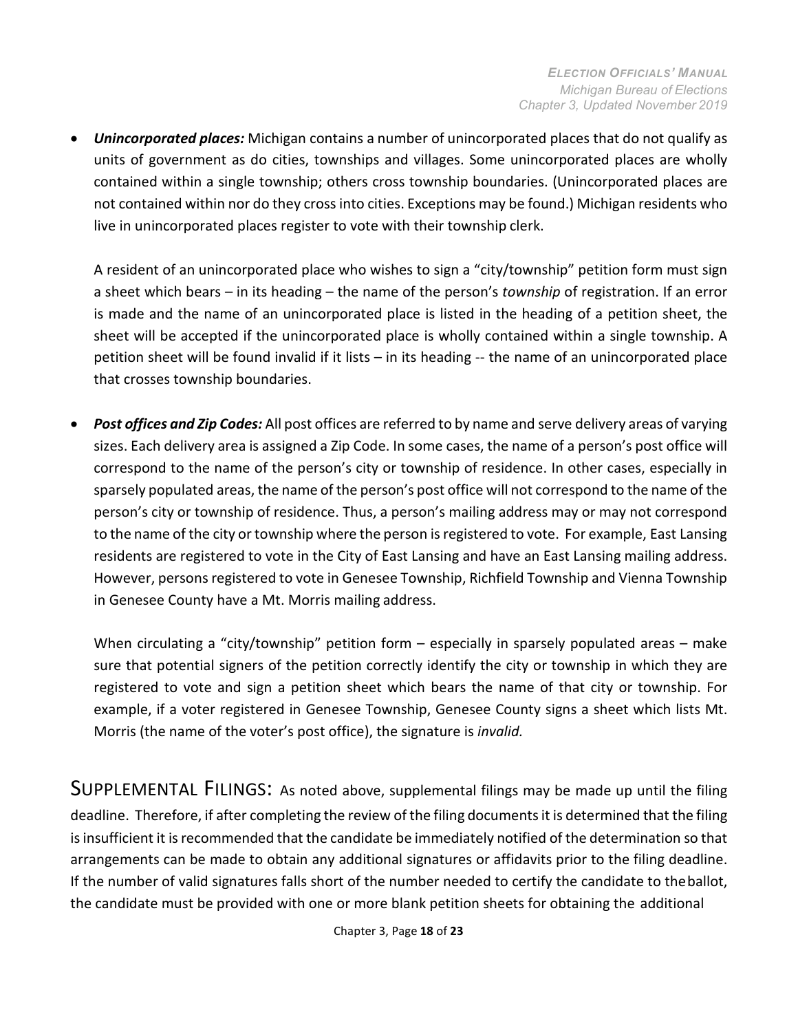- ***Unincorporated places:*** Michigan contains a number of unincorporated places that do not qualify as units of government as do cities, townships and villages. Some unincorporated places are wholly contained within a single township; others cross township boundaries. (Unincorporated places are not contained within nor do they cross into cities. Exceptions may be found.) Michigan residents who live in unincorporated places register to vote with their township clerk.

  A resident of an unincorporated place who wishes to sign a "city/township" petition form must sign a sheet which bears – in its heading – the name of the person's *township* of registration. If an error is made and the name of an unincorporated place is listed in the heading of a petition sheet, the sheet will be accepted if the unincorporated place is wholly contained within a single township. A petition sheet will be found invalid if it lists – in its heading -- the name of an unincorporated place that crosses township boundaries.

- ***Post offices and Zip Codes:*** All post offices are referred to by name and serve delivery areas of varying sizes. Each delivery area is assigned a Zip Code. In some cases, the name of a person's post office will correspond to the name of the person's city or township of residence. In other cases, especially in sparsely populated areas, the name of the person's post office will not correspond to the name of the person's city or township of residence. Thus, a person's mailing address may or may not correspond to the name of the city or township where the person is registered to vote. For example, East Lansing residents are registered to vote in the City of East Lansing and have an East Lansing mailing address. However, persons registered to vote in Genesee Township, Richfield Township and Vienna Township in Genesee County have a Mt. Morris mailing address.

  When circulating a "city/township" petition form – especially in sparsely populated areas – make sure that potential signers of the petition correctly identify the city or township in which they are registered to vote and sign a petition sheet which bears the name of that city or township. For example, if a voter registered in Genesee Township, Genesee County signs a sheet which lists Mt. Morris (the name of the voter's post office), the signature is *invalid.*

SUPPLEMENTAL FILINGS: As noted above, supplemental filings may be made up until the filing deadline. Therefore, if after completing the review of the filing documents it is determined that the filing is insufficient it is recommended that the candidate be immediately notified of the determination so that arrangements can be made to obtain any additional signatures or affidavits prior to the filing deadline. If the number of valid signatures falls short of the number needed to certify the candidate to the ballot, the candidate must be provided with one or more blank petition sheets for obtaining the additional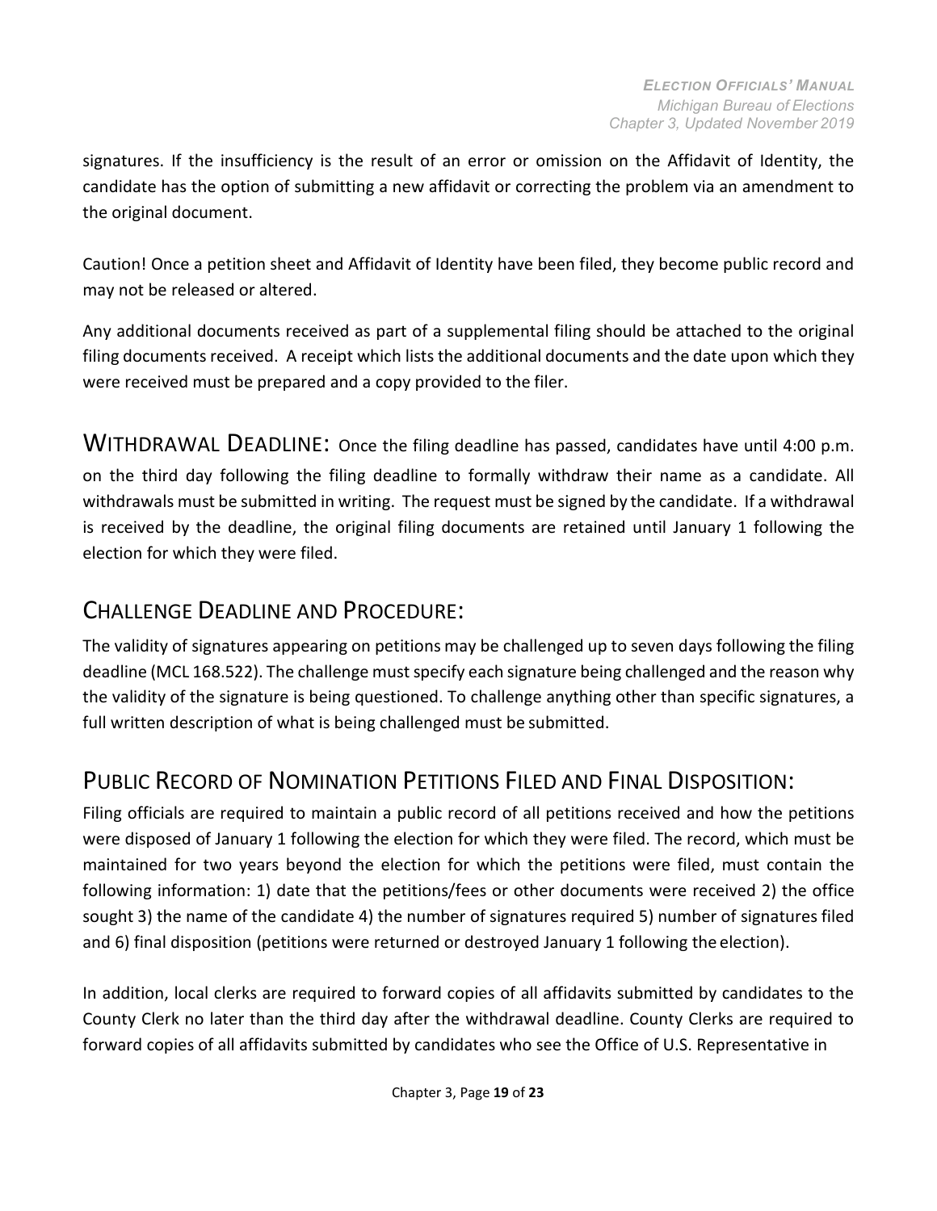signatures. If the insufficiency is the result of an error or omission on the Affidavit of Identity, the candidate has the option of submitting a new affidavit or correcting the problem via an amendment to the original document.

Caution! Once a petition sheet and Affidavit of Identity have been filed, they become public record and may not be released or altered.

Any additional documents received as part of a supplemental filing should be attached to the original filing documents received. A receipt which lists the additional documents and the date upon which they were received must be prepared and a copy provided to the filer.

## WITHDRAWAL DEADLINE:

Once the filing deadline has passed, candidates have until 4:00 p.m. on the third day following the filing deadline to formally withdraw their name as a candidate. All withdrawals must be submitted in writing. The request must be signed by the candidate. If a withdrawal is received by the deadline, the original filing documents are retained until January 1 following the election for which they were filed.

## CHALLENGE DEADLINE AND PROCEDURE:

The validity of signatures appearing on petitions may be challenged up to seven days following the filing deadline (MCL 168.522). The challenge must specify each signature being challenged and the reason why the validity of the signature is being questioned. To challenge anything other than specific signatures, a full written description of what is being challenged must be submitted.

## PUBLIC RECORD OF NOMINATION PETITIONS FILED AND FINAL DISPOSITION:

Filing officials are required to maintain a public record of all petitions received and how the petitions were disposed of January 1 following the election for which they were filed. The record, which must be maintained for two years beyond the election for which the petitions were filed, must contain the following information: 1) date that the petitions/fees or other documents were received 2) the office sought 3) the name of the candidate 4) the number of signatures required 5) number of signatures filed and 6) final disposition (petitions were returned or destroyed January 1 following the election).

In addition, local clerks are required to forward copies of all affidavits submitted by candidates to the County Clerk no later than the third day after the withdrawal deadline. County Clerks are required to forward copies of all affidavits submitted by candidates who see the Office of U.S. Representative in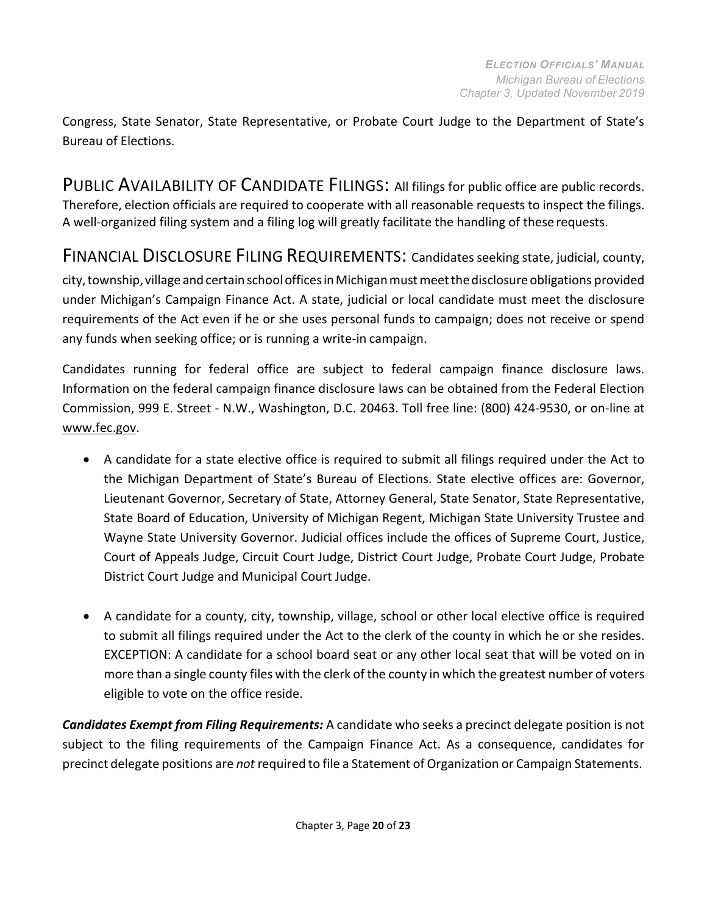Congress, State Senator, State Representative, or Probate Court Judge to the Department of State's Bureau of Elections.

## PUBLIC AVAILABILITY OF CANDIDATE FILINGS:

All filings for public office are public records. Therefore, election officials are required to cooperate with all reasonable requests to inspect the filings. A well-organized filing system and a filing log will greatly facilitate the handling of these requests.

## FINANCIAL DISCLOSURE FILING REQUIREMENTS:

Candidates seeking state, judicial, county, city, township, village and certain school offices in Michigan must meet the disclosure obligations provided under Michigan's Campaign Finance Act. A state, judicial or local candidate must meet the disclosure requirements of the Act even if he or she uses personal funds to campaign; does not receive or spend any funds when seeking office; or is running a write-in campaign.

Candidates running for federal office are subject to federal campaign finance disclosure laws. Information on the federal campaign finance disclosure laws can be obtained from the Federal Election Commission, 999 E. Street - N.W., Washington, D.C. 20463. Toll free line: (800) 424-9530, or on-line at www.fec.gov.

- A candidate for a state elective office is required to submit all filings required under the Act to the Michigan Department of State's Bureau of Elections. State elective offices are: Governor, Lieutenant Governor, Secretary of State, Attorney General, State Senator, State Representative, State Board of Education, University of Michigan Regent, Michigan State University Trustee and Wayne State University Governor. Judicial offices include the offices of Supreme Court, Justice, Court of Appeals Judge, Circuit Court Judge, District Court Judge, Probate Court Judge, Probate District Court Judge and Municipal Court Judge.

- A candidate for a county, city, township, village, school or other local elective office is required to submit all filings required under the Act to the clerk of the county in which he or she resides. EXCEPTION: A candidate for a school board seat or any other local seat that will be voted on in more than a single county files with the clerk of the county in which the greatest number of voters eligible to vote on the office reside.

***Candidates Exempt from Filing Requirements:*** A candidate who seeks a precinct delegate position is not subject to the filing requirements of the Campaign Finance Act. As a consequence, candidates for precinct delegate positions are *not* required to file a Statement of Organization or Campaign Statements.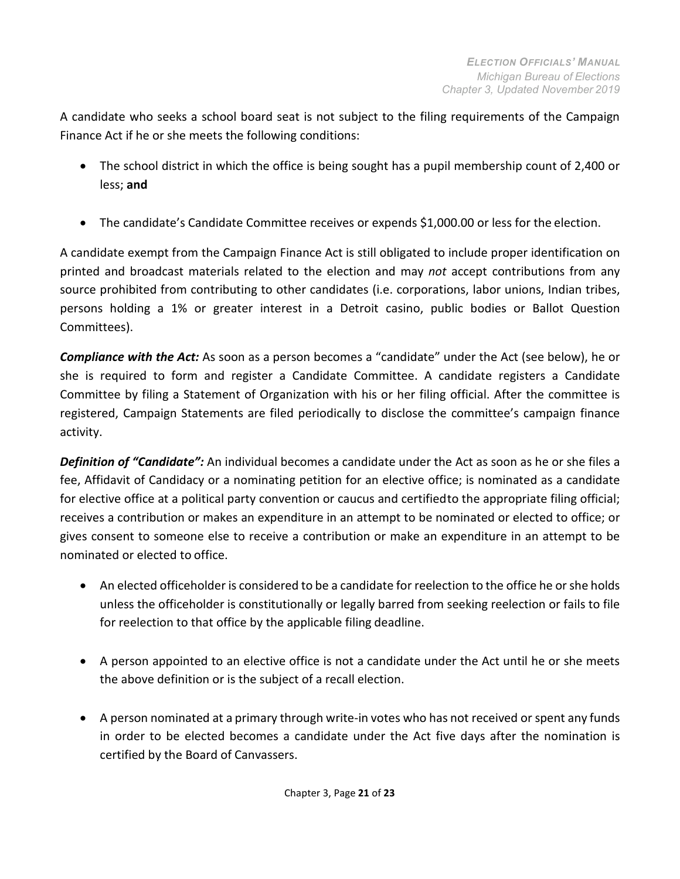A candidate who seeks a school board seat is not subject to the filing requirements of the Campaign Finance Act if he or she meets the following conditions:

- The school district in which the office is being sought has a pupil membership count of 2,400 or less; **and**

- The candidate's Candidate Committee receives or expends $1,000.00 or less for the election.

A candidate exempt from the Campaign Finance Act is still obligated to include proper identification on printed and broadcast materials related to the election and may *not* accept contributions from any source prohibited from contributing to other candidates (i.e. corporations, labor unions, Indian tribes, persons holding a 1% or greater interest in a Detroit casino, public bodies or Ballot Question Committees).

***Compliance with the Act:*** As soon as a person becomes a "candidate" under the Act (see below), he or she is required to form and register a Candidate Committee. A candidate registers a Candidate Committee by filing a Statement of Organization with his or her filing official. After the committee is registered, Campaign Statements are filed periodically to disclose the committee's campaign finance activity.

***Definition of "Candidate":*** An individual becomes a candidate under the Act as soon as he or she files a fee, Affidavit of Candidacy or a nominating petition for an elective office; is nominated as a candidate for elective office at a political party convention or caucus and certified to the appropriate filing official; receives a contribution or makes an expenditure in an attempt to be nominated or elected to office; or gives consent to someone else to receive a contribution or make an expenditure in an attempt to be nominated or elected to office.

- An elected officeholder is considered to be a candidate for reelection to the office he or she holds unless the officeholder is constitutionally or legally barred from seeking reelection or fails to file for reelection to that office by the applicable filing deadline.

- A person appointed to an elective office is not a candidate under the Act until he or she meets the above definition or is the subject of a recall election.

- A person nominated at a primary through write-in votes who has not received or spent any funds in order to be elected becomes a candidate under the Act five days after the nomination is certified by the Board of Canvassers.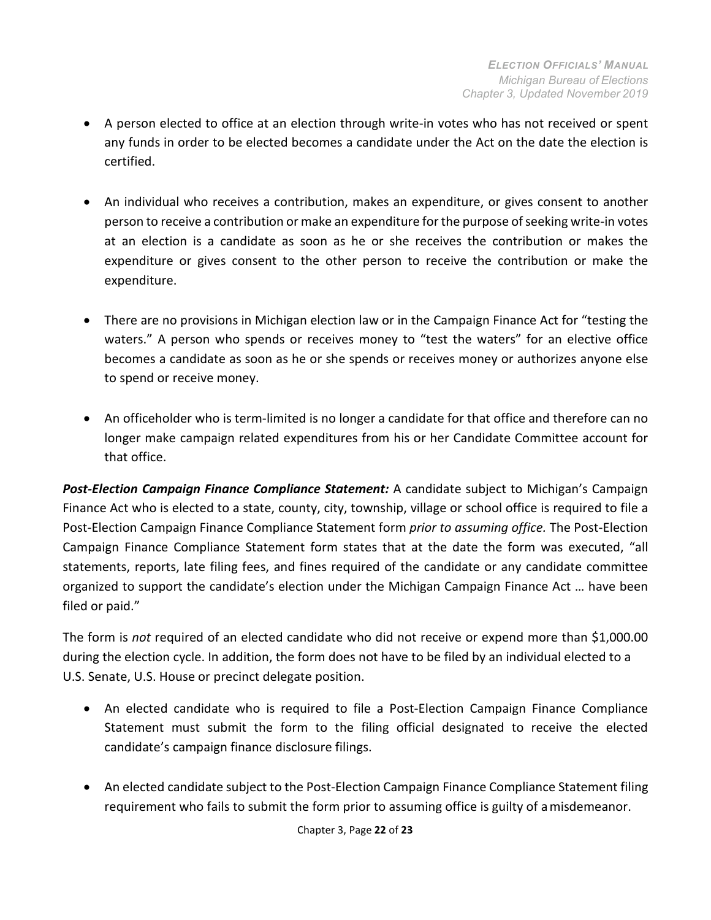- A person elected to office at an election through write-in votes who has not received or spent any funds in order to be elected becomes a candidate under the Act on the date the election is certified.

- An individual who receives a contribution, makes an expenditure, or gives consent to another person to receive a contribution or make an expenditure for the purpose of seeking write-in votes at an election is a candidate as soon as he or she receives the contribution or makes the expenditure or gives consent to the other person to receive the contribution or make the expenditure.

- There are no provisions in Michigan election law or in the Campaign Finance Act for "testing the waters." A person who spends or receives money to "test the waters" for an elective office becomes a candidate as soon as he or she spends or receives money or authorizes anyone else to spend or receive money.

- An officeholder who is term-limited is no longer a candidate for that office and therefore can no longer make campaign related expenditures from his or her Candidate Committee account for that office.

***Post-Election Campaign Finance Compliance Statement:*** A candidate subject to Michigan's Campaign Finance Act who is elected to a state, county, city, township, village or school office is required to file a Post-Election Campaign Finance Compliance Statement form *prior to assuming office.* The Post-Election Campaign Finance Compliance Statement form states that at the date the form was executed, "all statements, reports, late filing fees, and fines required of the candidate or any candidate committee organized to support the candidate's election under the Michigan Campaign Finance Act … have been filed or paid."

The form is *not* required of an elected candidate who did not receive or expend more than $1,000.00 during the election cycle. In addition, the form does not have to be filed by an individual elected to a U.S. Senate, U.S. House or precinct delegate position.

- An elected candidate who is required to file a Post-Election Campaign Finance Compliance Statement must submit the form to the filing official designated to receive the elected candidate's campaign finance disclosure filings.

- An elected candidate subject to the Post-Election Campaign Finance Compliance Statement filing requirement who fails to submit the form prior to assuming office is guilty of a misdemeanor.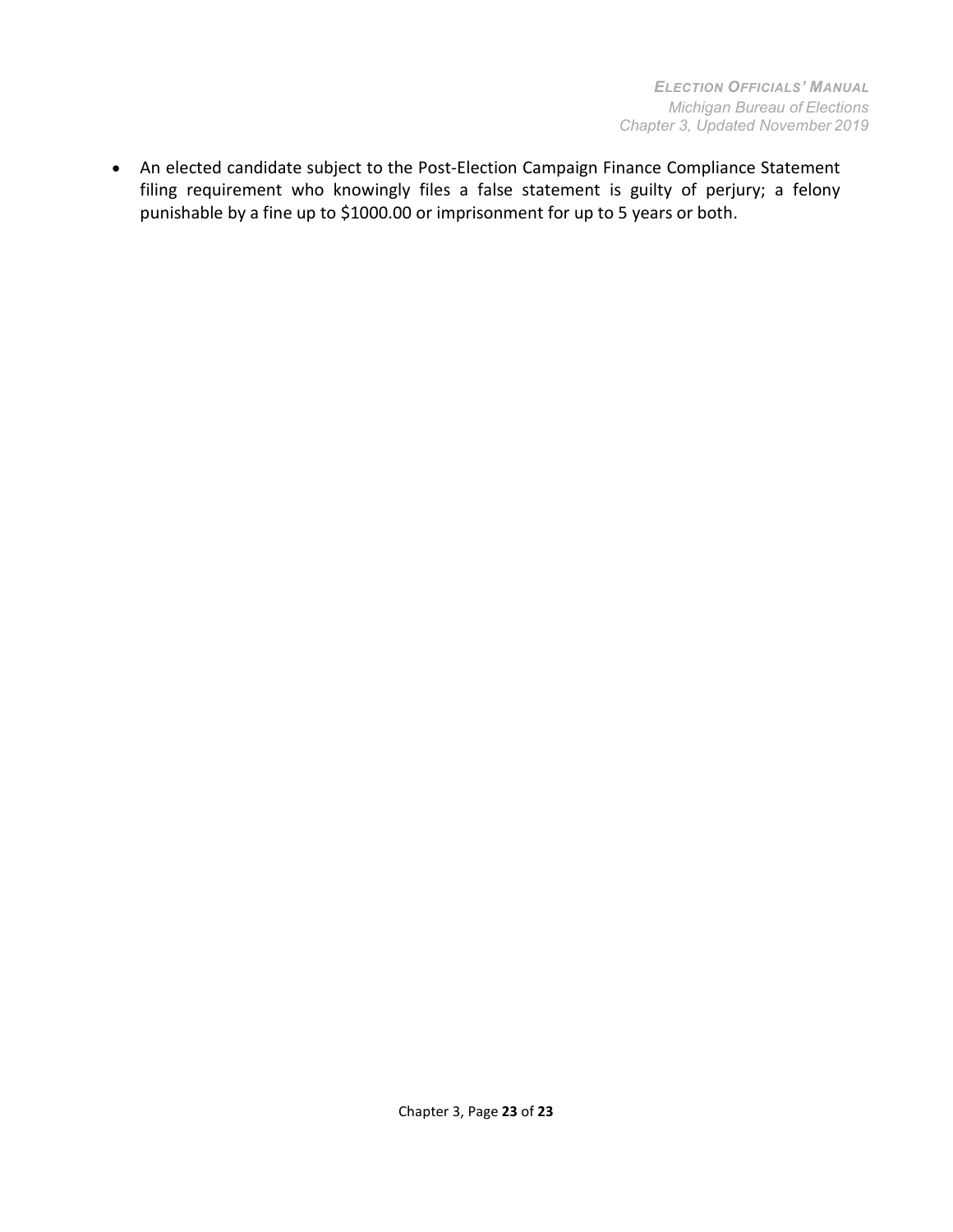- An elected candidate subject to the Post-Election Campaign Finance Compliance Statement filing requirement who knowingly files a false statement is guilty of perjury; a felony punishable by a fine up to $1000.00 or imprisonment for up to 5 years or both.